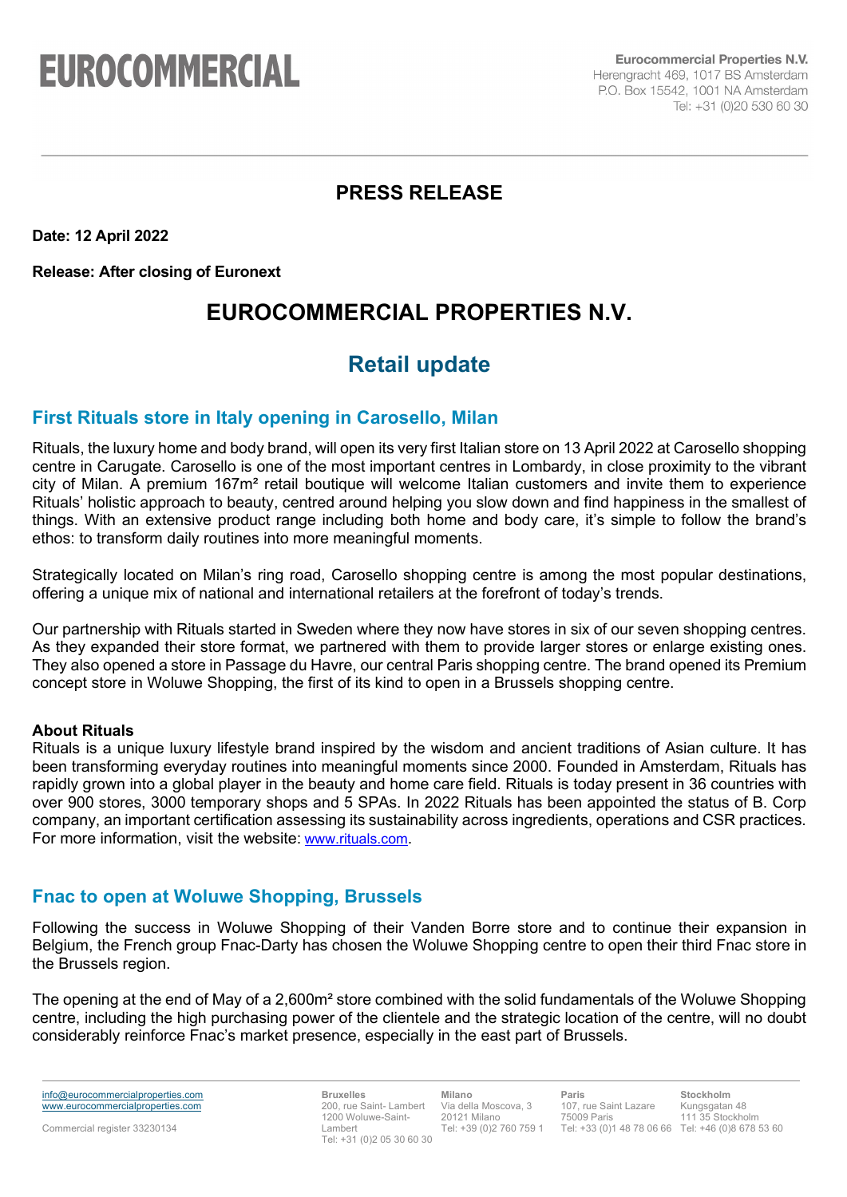**EUROCOMMERCIAL**

**Eurocommercial Properties N.V.**
Herengracht 469, 1017 BS Amsterdam
P.O. Box 15542, 1001 NA Amsterdam
Tel: +31 (0)20 530 60 30

## PRESS RELEASE

**Date: 12 April 2022**

**Release: After closing of Euronext**

# EUROCOMMERCIAL PROPERTIES N.V.

# Retail update

## First Rituals store in Italy opening in Carosello, Milan

Rituals, the luxury home and body brand, will open its very first Italian store on 13 April 2022 at Carosello shopping centre in Carugate. Carosello is one of the most important centres in Lombardy, in close proximity to the vibrant city of Milan. A premium 167m² retail boutique will welcome Italian customers and invite them to experience Rituals' holistic approach to beauty, centred around helping you slow down and find happiness in the smallest of things. With an extensive product range including both home and body care, it's simple to follow the brand's ethos: to transform daily routines into more meaningful moments.

Strategically located on Milan's ring road, Carosello shopping centre is among the most popular destinations, offering a unique mix of national and international retailers at the forefront of today's trends.

Our partnership with Rituals started in Sweden where they now have stores in six of our seven shopping centres. As they expanded their store format, we partnered with them to provide larger stores or enlarge existing ones. They also opened a store in Passage du Havre, our central Paris shopping centre. The brand opened its Premium concept store in Woluwe Shopping, the first of its kind to open in a Brussels shopping centre.

**About Rituals**
Rituals is a unique luxury lifestyle brand inspired by the wisdom and ancient traditions of Asian culture. It has been transforming everyday routines into meaningful moments since 2000. Founded in Amsterdam, Rituals has rapidly grown into a global player in the beauty and home care field. Rituals is today present in 36 countries with over 900 stores, 3000 temporary shops and 5 SPAs. In 2022 Rituals has been appointed the status of B. Corp company, an important certification assessing its sustainability across ingredients, operations and CSR practices. For more information, visit the website: www.rituals.com.

## Fnac to open at Woluwe Shopping, Brussels

Following the success in Woluwe Shopping of their Vanden Borre store and to continue their expansion in Belgium, the French group Fnac-Darty has chosen the Woluwe Shopping centre to open their third Fnac store in the Brussels region.

The opening at the end of May of a 2,600m² store combined with the solid fundamentals of the Woluwe Shopping centre, including the high purchasing power of the clientele and the strategic location of the centre, will no doubt considerably reinforce Fnac's market presence, especially in the east part of Brussels.

info@eurocommercialproperties.com
www.eurocommercialproperties.com

Commercial register 33230134

**Bruxelles**
200, rue Saint- Lambert
1200 Woluwe-Saint-Lambert
Tel: +31 (0)2 05 30 60 30

**Milano**
Via della Moscova, 3
20121 Milano
Tel: +39 (0)2 760 759 1

**Paris**
107, rue Saint Lazare
75009 Paris
Tel: +33 (0)1 48 78 06 66

**Stockholm**
Kungsgatan 48
111 35 Stockholm
Tel: +46 (0)8 678 53 60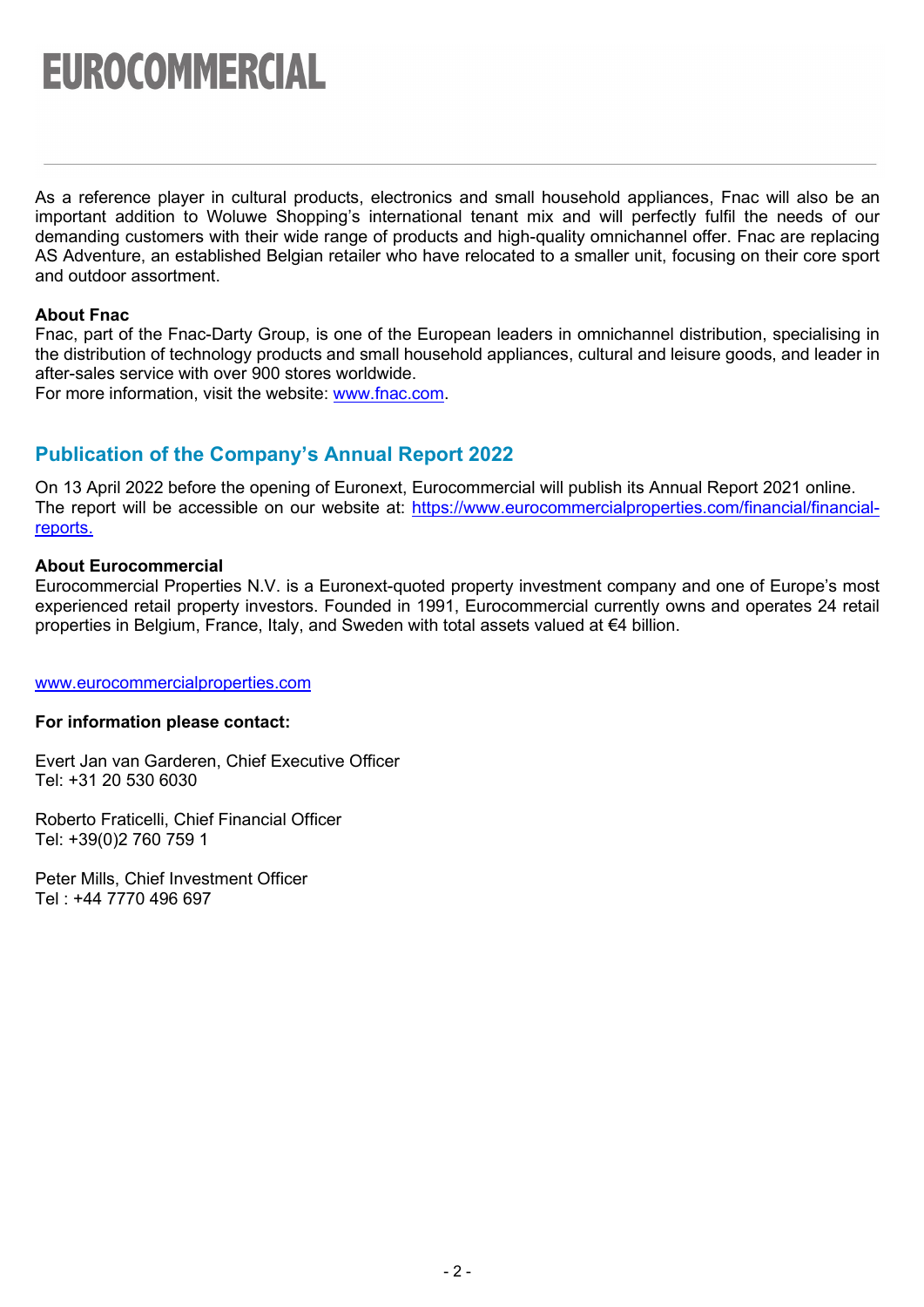As a reference player in cultural products, electronics and small household appliances, Fnac will also be an important addition to Woluwe Shopping's international tenant mix and will perfectly fulfil the needs of our demanding customers with their wide range of products and high-quality omnichannel offer. Fnac are replacing AS Adventure, an established Belgian retailer who have relocated to a smaller unit, focusing on their core sport and outdoor assortment.

**About Fnac**
Fnac, part of the Fnac-Darty Group, is one of the European leaders in omnichannel distribution, specialising in the distribution of technology products and small household appliances, cultural and leisure goods, and leader in after-sales service with over 900 stores worldwide.
For more information, visit the website: www.fnac.com.

## Publication of the Company's Annual Report 2022

On 13 April 2022 before the opening of Euronext, Eurocommercial will publish its Annual Report 2021 online. The report will be accessible on our website at: https://www.eurocommercialproperties.com/financial/financial-reports.

**About Eurocommercial**
Eurocommercial Properties N.V. is a Euronext-quoted property investment company and one of Europe's most experienced retail property investors. Founded in 1991, Eurocommercial currently owns and operates 24 retail properties in Belgium, France, Italy, and Sweden with total assets valued at €4 billion.

www.eurocommercialproperties.com

**For information please contact:**

Evert Jan van Garderen, Chief Executive Officer
Tel: +31 20 530 6030

Roberto Fraticelli, Chief Financial Officer
Tel: +39(0)2 760 759 1

Peter Mills, Chief Investment Officer
Tel : +44 7770 496 697